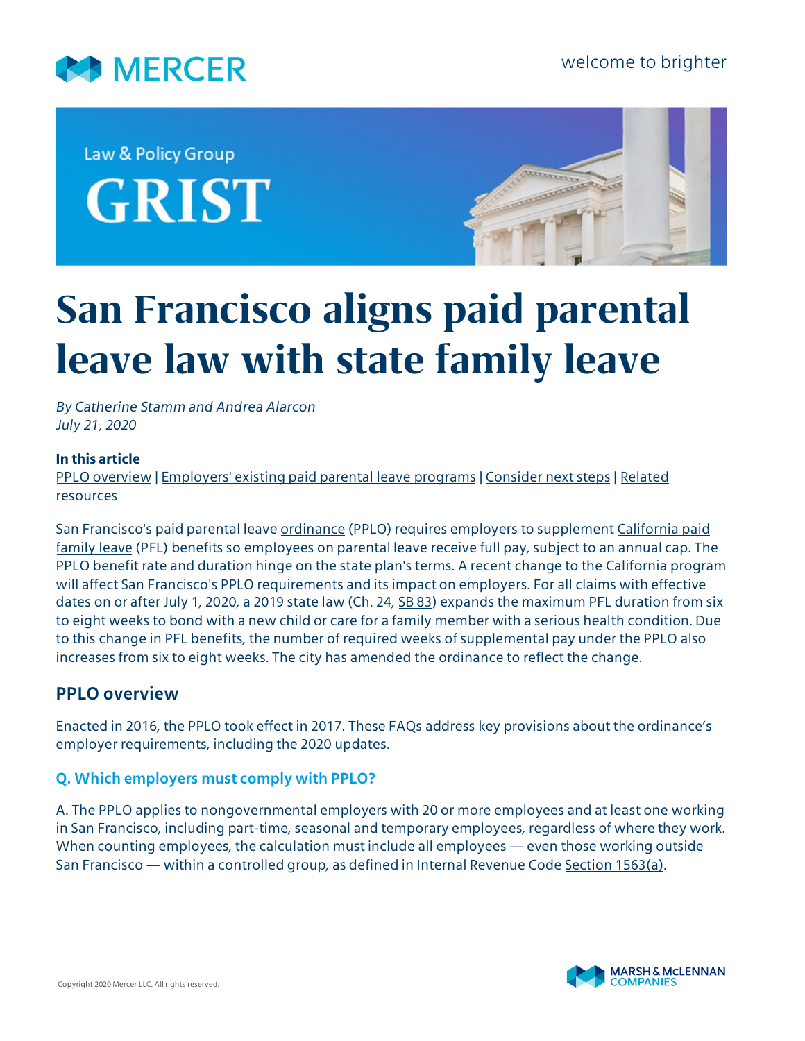MERCER

welcome to brighter

Law & Policy Group

GRIST

# San Francisco aligns paid parental leave law with state family leave

*By Catherine Stamm and Andrea Alarcon*
*July 21, 2020*

**In this article**
PPLO overview | Employers' existing paid parental leave programs | Consider next steps | Related resources

San Francisco's paid parental leave ordinance (PPLO) requires employers to supplement California paid family leave (PFL) benefits so employees on parental leave receive full pay, subject to an annual cap. The PPLO benefit rate and duration hinge on the state plan's terms. A recent change to the California program will affect San Francisco's PPLO requirements and its impact on employers. For all claims with effective dates on or after July 1, 2020, a 2019 state law (Ch. 24, SB 83) expands the maximum PFL duration from six to eight weeks to bond with a new child or care for a family member with a serious health condition. Due to this change in PFL benefits, the number of required weeks of supplemental pay under the PPLO also increases from six to eight weeks. The city has amended the ordinance to reflect the change.

## PPLO overview

Enacted in 2016, the PPLO took effect in 2017. These FAQs address key provisions about the ordinance's employer requirements, including the 2020 updates.

### Q. Which employers must comply with PPLO?

A. The PPLO applies to nongovernmental employers with 20 or more employees and at least one working in San Francisco, including part-time, seasonal and temporary employees, regardless of where they work. When counting employees, the calculation must include all employees — even those working outside San Francisco — within a controlled group, as defined in Internal Revenue Code Section 1563(a).

Copyright 2020 Mercer LLC. All rights reserved.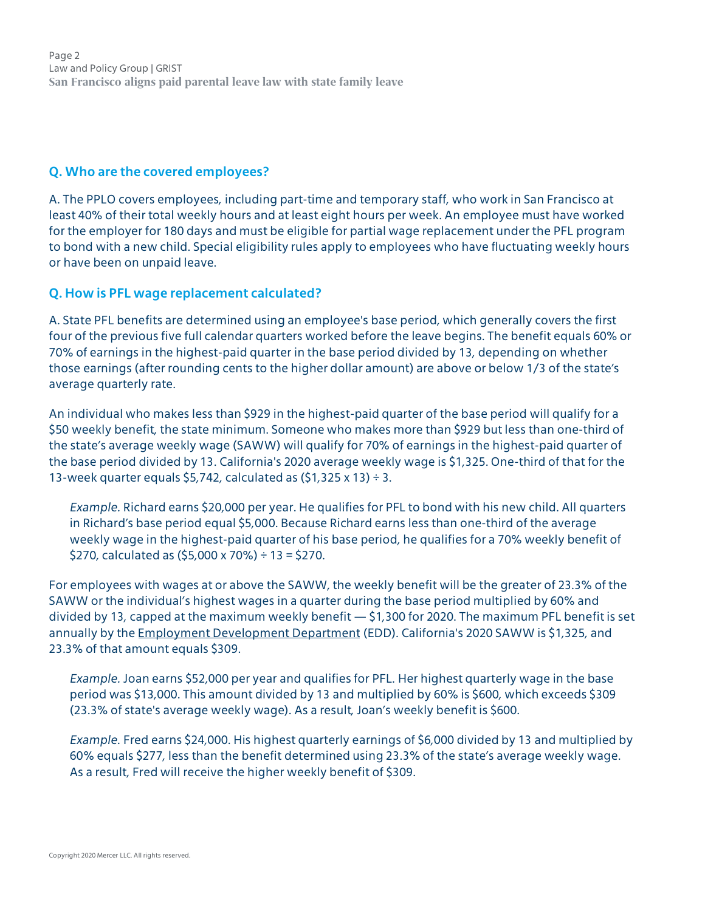## Q. Who are the covered employees?

A. The PPLO covers employees, including part-time and temporary staff, who work in San Francisco at least 40% of their total weekly hours and at least eight hours per week. An employee must have worked for the employer for 180 days and must be eligible for partial wage replacement under the PFL program to bond with a new child. Special eligibility rules apply to employees who have fluctuating weekly hours or have been on unpaid leave.

## Q. How is PFL wage replacement calculated?

A. State PFL benefits are determined using an employee's base period, which generally covers the first four of the previous five full calendar quarters worked before the leave begins. The benefit equals 60% or 70% of earnings in the highest-paid quarter in the base period divided by 13, depending on whether those earnings (after rounding cents to the higher dollar amount) are above or below 1/3 of the state's average quarterly rate.

An individual who makes less than $929 in the highest-paid quarter of the base period will qualify for a $50 weekly benefit, the state minimum. Someone who makes more than $929 but less than one-third of the state's average weekly wage (SAWW) will qualify for 70% of earnings in the highest-paid quarter of the base period divided by 13. California's 2020 average weekly wage is $1,325. One-third of that for the 13-week quarter equals $5,742, calculated as ($1,325 x 13) ÷ 3.

> *Example.* Richard earns $20,000 per year. He qualifies for PFL to bond with his new child. All quarters in Richard's base period equal $5,000. Because Richard earns less than one-third of the average weekly wage in the highest-paid quarter of his base period, he qualifies for a 70% weekly benefit of $270, calculated as ($5,000 x 70%) ÷ 13 = $270.

For employees with wages at or above the SAWW, the weekly benefit will be the greater of 23.3% of the SAWW or the individual's highest wages in a quarter during the base period multiplied by 60% and divided by 13, capped at the maximum weekly benefit — $1,300 for 2020. The maximum PFL benefit is set annually by the Employment Development Department (EDD). California's 2020 SAWW is $1,325, and 23.3% of that amount equals $309.

> *Example.* Joan earns $52,000 per year and qualifies for PFL. Her highest quarterly wage in the base period was $13,000. This amount divided by 13 and multiplied by 60% is $600, which exceeds $309 (23.3% of state's average weekly wage). As a result, Joan's weekly benefit is $600.

> *Example.* Fred earns $24,000. His highest quarterly earnings of $6,000 divided by 13 and multiplied by 60% equals $277, less than the benefit determined using 23.3% of the state's average weekly wage. As a result, Fred will receive the higher weekly benefit of $309.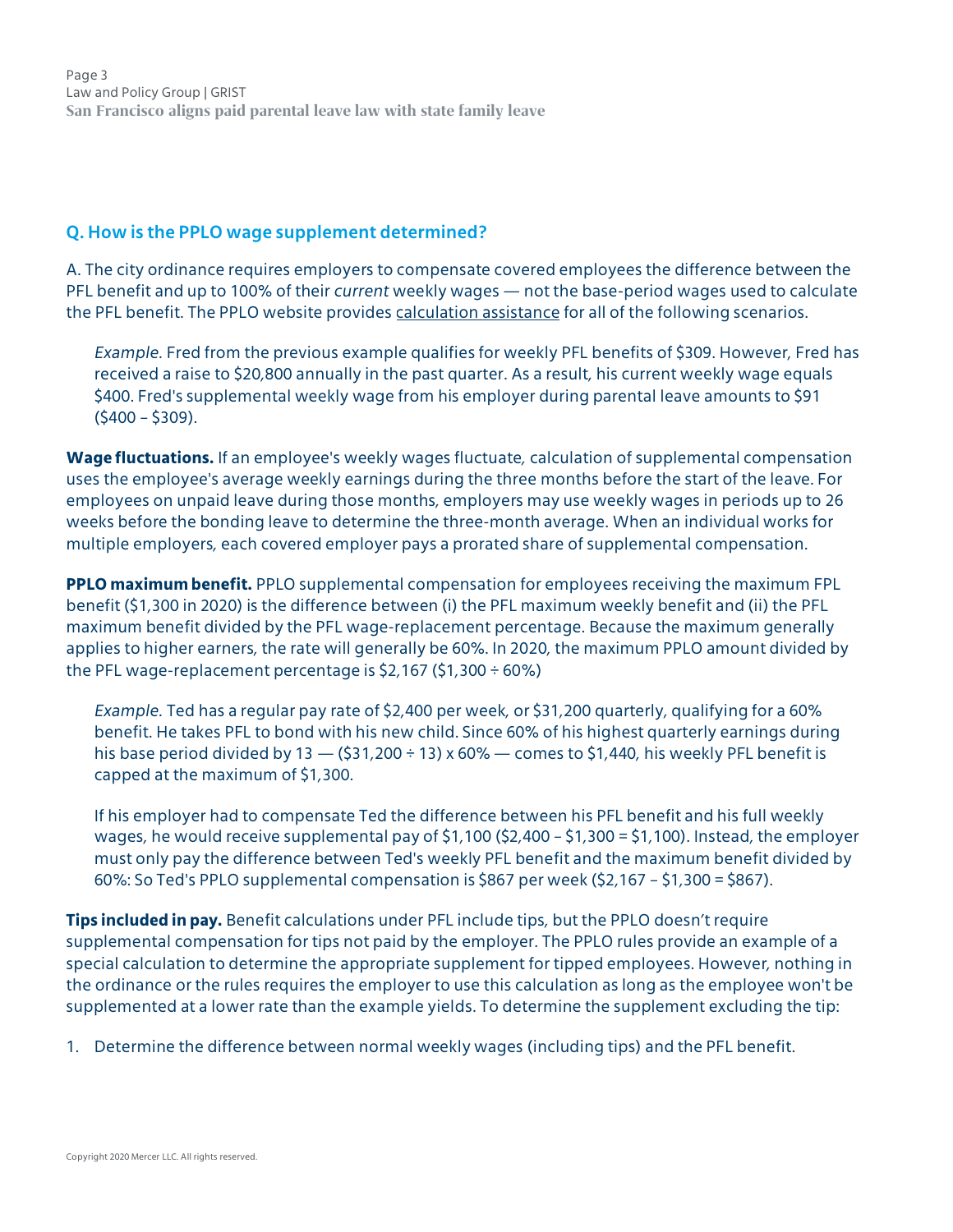### Q. How is the PPLO wage supplement determined?

A. The city ordinance requires employers to compensate covered employees the difference between the PFL benefit and up to 100% of their *current* weekly wages — not the base-period wages used to calculate the PFL benefit. The PPLO website provides calculation assistance for all of the following scenarios.

> *Example.* Fred from the previous example qualifies for weekly PFL benefits of $309. However, Fred has received a raise to $20,800 annually in the past quarter. As a result, his current weekly wage equals $400. Fred's supplemental weekly wage from his employer during parental leave amounts to $91 ($400 – $309).

**Wage fluctuations.** If an employee's weekly wages fluctuate, calculation of supplemental compensation uses the employee's average weekly earnings during the three months before the start of the leave. For employees on unpaid leave during those months, employers may use weekly wages in periods up to 26 weeks before the bonding leave to determine the three-month average. When an individual works for multiple employers, each covered employer pays a prorated share of supplemental compensation.

**PPLO maximum benefit.** PPLO supplemental compensation for employees receiving the maximum FPL benefit ($1,300 in 2020) is the difference between (i) the PFL maximum weekly benefit and (ii) the PFL maximum benefit divided by the PFL wage-replacement percentage. Because the maximum generally applies to higher earners, the rate will generally be 60%. In 2020, the maximum PPLO amount divided by the PFL wage-replacement percentage is $2,167 ($1,300 ÷ 60%)

> *Example.* Ted has a regular pay rate of $2,400 per week, or $31,200 quarterly, qualifying for a 60% benefit. He takes PFL to bond with his new child. Since 60% of his highest quarterly earnings during his base period divided by 13 — ($31,200 ÷ 13) x 60% — comes to $1,440, his weekly PFL benefit is capped at the maximum of $1,300.
>
> If his employer had to compensate Ted the difference between his PFL benefit and his full weekly wages, he would receive supplemental pay of $1,100 ($2,400 – $1,300 = $1,100). Instead, the employer must only pay the difference between Ted's weekly PFL benefit and the maximum benefit divided by 60%: So Ted's PPLO supplemental compensation is $867 per week ($2,167 – $1,300 = $867).

**Tips included in pay.** Benefit calculations under PFL include tips, but the PPLO doesn't require supplemental compensation for tips not paid by the employer. The PPLO rules provide an example of a special calculation to determine the appropriate supplement for tipped employees. However, nothing in the ordinance or the rules requires the employer to use this calculation as long as the employee won't be supplemented at a lower rate than the example yields. To determine the supplement excluding the tip:

1. Determine the difference between normal weekly wages (including tips) and the PFL benefit.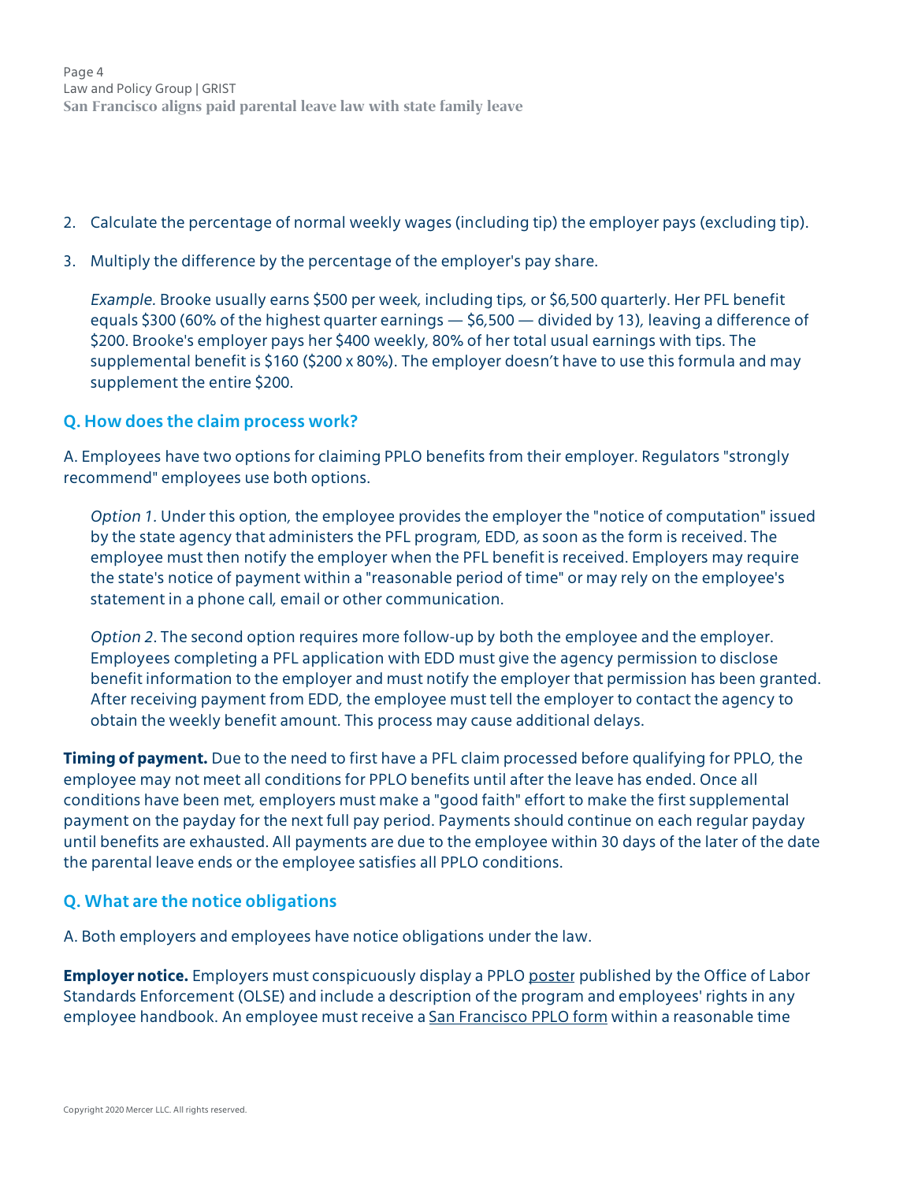2. Calculate the percentage of normal weekly wages (including tip) the employer pays (excluding tip).

3. Multiply the difference by the percentage of the employer's pay share.

   *Example.* Brooke usually earns $500 per week, including tips, or $6,500 quarterly. Her PFL benefit equals $300 (60% of the highest quarter earnings — $6,500 — divided by 13), leaving a difference of $200. Brooke's employer pays her $400 weekly, 80% of her total usual earnings with tips. The supplemental benefit is $160 ($200 x 80%). The employer doesn't have to use this formula and may supplement the entire $200.

### Q. How does the claim process work?

A. Employees have two options for claiming PPLO benefits from their employer. Regulators "strongly recommend" employees use both options.

> *Option 1.* Under this option, the employee provides the employer the "notice of computation" issued by the state agency that administers the PFL program, EDD, as soon as the form is received. The employee must then notify the employer when the PFL benefit is received. Employers may require the state's notice of payment within a "reasonable period of time" or may rely on the employee's statement in a phone call, email or other communication.
>
> *Option 2.* The second option requires more follow-up by both the employee and the employer. Employees completing a PFL application with EDD must give the agency permission to disclose benefit information to the employer and must notify the employer that permission has been granted. After receiving payment from EDD, the employee must tell the employer to contact the agency to obtain the weekly benefit amount. This process may cause additional delays.

**Timing of payment.** Due to the need to first have a PFL claim processed before qualifying for PPLO, the employee may not meet all conditions for PPLO benefits until after the leave has ended. Once all conditions have been met, employers must make a "good faith" effort to make the first supplemental payment on the payday for the next full pay period. Payments should continue on each regular payday until benefits are exhausted. All payments are due to the employee within 30 days of the later of the date the parental leave ends or the employee satisfies all PPLO conditions.

### Q. What are the notice obligations

A. Both employers and employees have notice obligations under the law.

**Employer notice.** Employers must conspicuously display a PPLO poster published by the Office of Labor Standards Enforcement (OLSE) and include a description of the program and employees' rights in any employee handbook. An employee must receive a San Francisco PPLO form within a reasonable time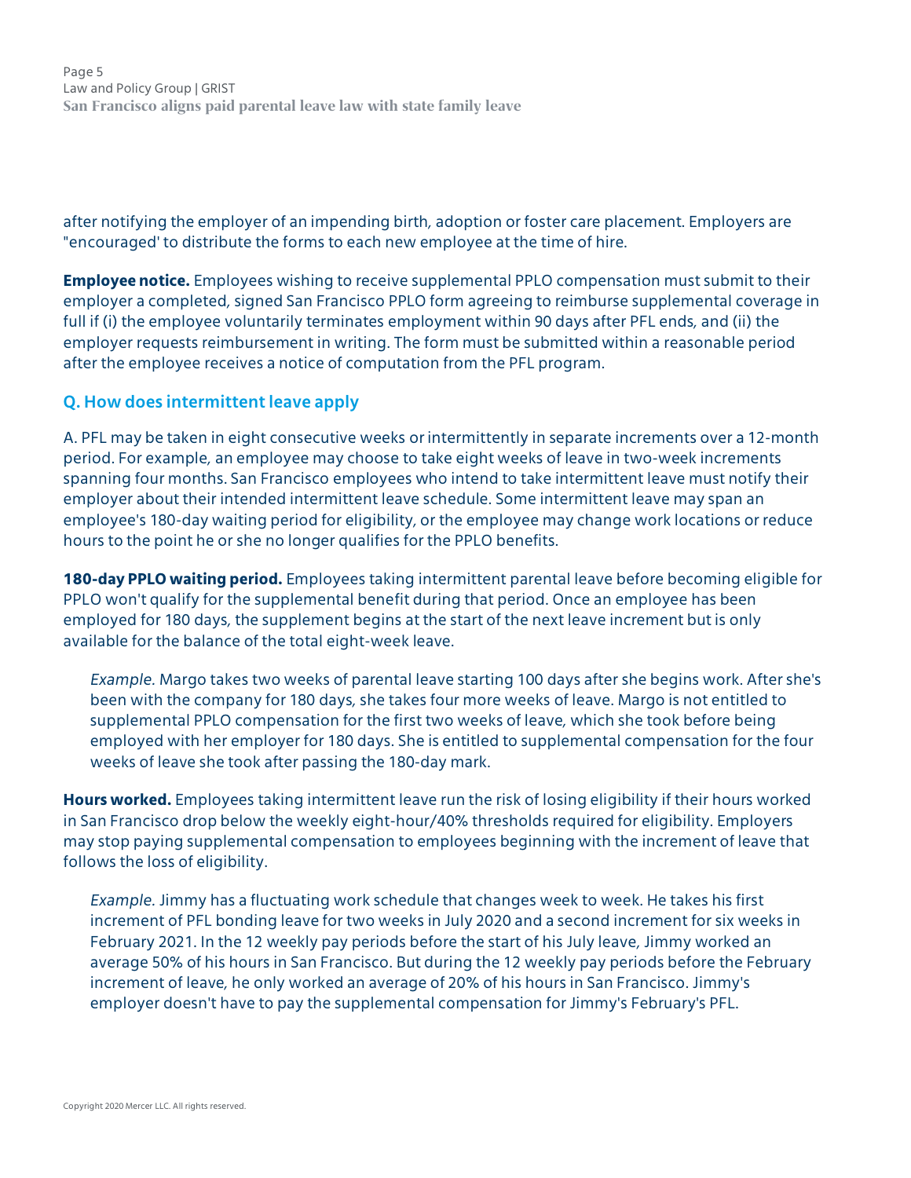after notifying the employer of an impending birth, adoption or foster care placement. Employers are "encouraged' to distribute the forms to each new employee at the time of hire.

**Employee notice.** Employees wishing to receive supplemental PPLO compensation must submit to their employer a completed, signed San Francisco PPLO form agreeing to reimburse supplemental coverage in full if (i) the employee voluntarily terminates employment within 90 days after PFL ends, and (ii) the employer requests reimbursement in writing. The form must be submitted within a reasonable period after the employee receives a notice of computation from the PFL program.

## Q. How does intermittent leave apply

A. PFL may be taken in eight consecutive weeks or intermittently in separate increments over a 12-month period. For example, an employee may choose to take eight weeks of leave in two-week increments spanning four months. San Francisco employees who intend to take intermittent leave must notify their employer about their intended intermittent leave schedule. Some intermittent leave may span an employee's 180-day waiting period for eligibility, or the employee may change work locations or reduce hours to the point he or she no longer qualifies for the PPLO benefits.

**180-day PPLO waiting period.** Employees taking intermittent parental leave before becoming eligible for PPLO won't qualify for the supplemental benefit during that period. Once an employee has been employed for 180 days, the supplement begins at the start of the next leave increment but is only available for the balance of the total eight-week leave.

> *Example.* Margo takes two weeks of parental leave starting 100 days after she begins work. After she's been with the company for 180 days, she takes four more weeks of leave. Margo is not entitled to supplemental PPLO compensation for the first two weeks of leave, which she took before being employed with her employer for 180 days. She is entitled to supplemental compensation for the four weeks of leave she took after passing the 180-day mark.

**Hours worked.** Employees taking intermittent leave run the risk of losing eligibility if their hours worked in San Francisco drop below the weekly eight-hour/40% thresholds required for eligibility. Employers may stop paying supplemental compensation to employees beginning with the increment of leave that follows the loss of eligibility.

> *Example.* Jimmy has a fluctuating work schedule that changes week to week. He takes his first increment of PFL bonding leave for two weeks in July 2020 and a second increment for six weeks in February 2021. In the 12 weekly pay periods before the start of his July leave, Jimmy worked an average 50% of his hours in San Francisco. But during the 12 weekly pay periods before the February increment of leave, he only worked an average of 20% of his hours in San Francisco. Jimmy's employer doesn't have to pay the supplemental compensation for Jimmy's February's PFL.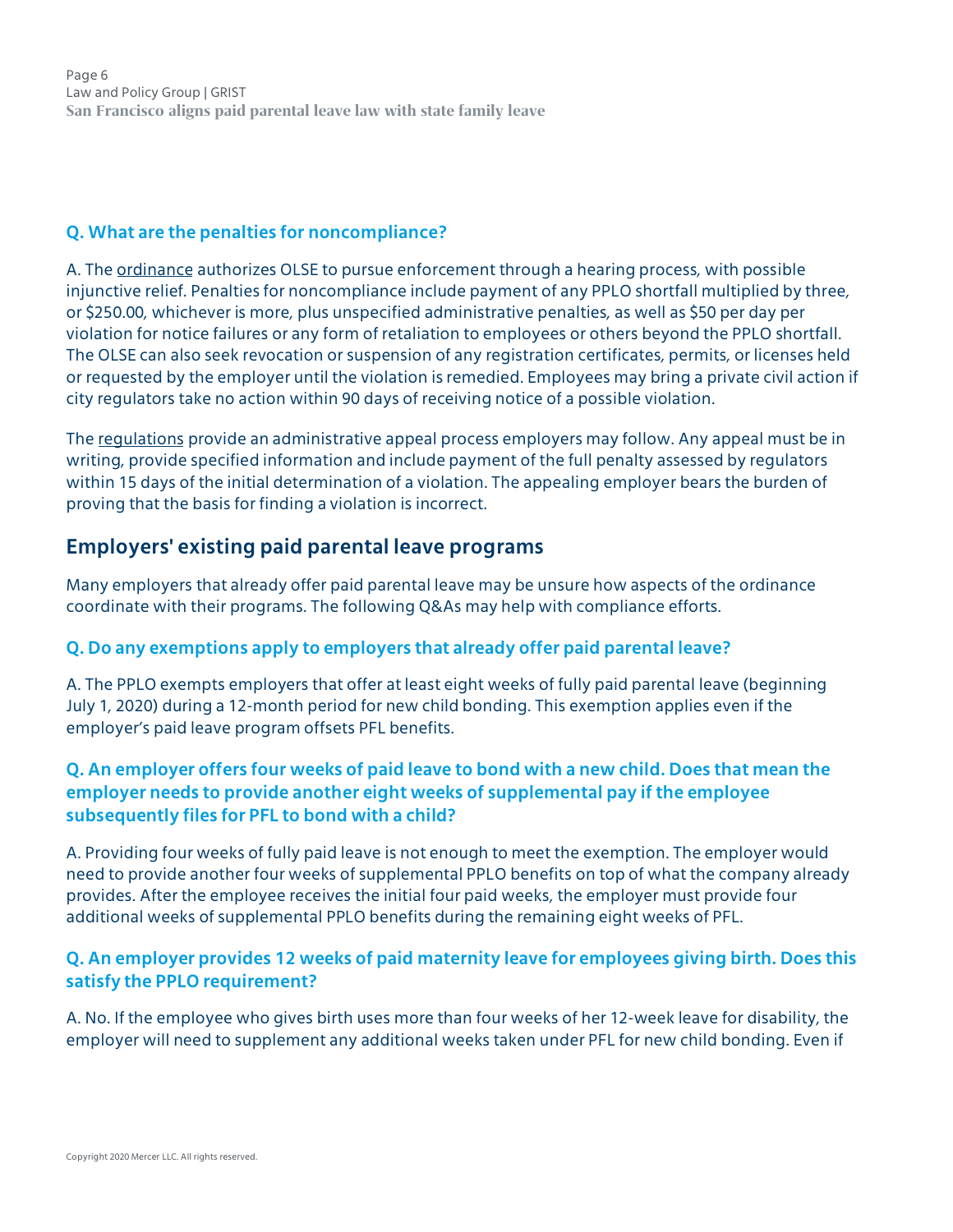### Q. What are the penalties for noncompliance?

A. The ordinance authorizes OLSE to pursue enforcement through a hearing process, with possible injunctive relief. Penalties for noncompliance include payment of any PPLO shortfall multiplied by three, or $250.00, whichever is more, plus unspecified administrative penalties, as well as $50 per day per violation for notice failures or any form of retaliation to employees or others beyond the PPLO shortfall. The OLSE can also seek revocation or suspension of any registration certificates, permits, or licenses held or requested by the employer until the violation is remedied. Employees may bring a private civil action if city regulators take no action within 90 days of receiving notice of a possible violation.

The regulations provide an administrative appeal process employers may follow. Any appeal must be in writing, provide specified information and include payment of the full penalty assessed by regulators within 15 days of the initial determination of a violation. The appealing employer bears the burden of proving that the basis for finding a violation is incorrect.

## Employers' existing paid parental leave programs

Many employers that already offer paid parental leave may be unsure how aspects of the ordinance coordinate with their programs. The following Q&As may help with compliance efforts.

### Q. Do any exemptions apply to employers that already offer paid parental leave?

A. The PPLO exempts employers that offer at least eight weeks of fully paid parental leave (beginning July 1, 2020) during a 12-month period for new child bonding. This exemption applies even if the employer's paid leave program offsets PFL benefits.

### Q. An employer offers four weeks of paid leave to bond with a new child. Does that mean the employer needs to provide another eight weeks of supplemental pay if the employee subsequently files for PFL to bond with a child?

A. Providing four weeks of fully paid leave is not enough to meet the exemption. The employer would need to provide another four weeks of supplemental PPLO benefits on top of what the company already provides. After the employee receives the initial four paid weeks, the employer must provide four additional weeks of supplemental PPLO benefits during the remaining eight weeks of PFL.

### Q. An employer provides 12 weeks of paid maternity leave for employees giving birth. Does this satisfy the PPLO requirement?

A. No. If the employee who gives birth uses more than four weeks of her 12-week leave for disability, the employer will need to supplement any additional weeks taken under PFL for new child bonding. Even if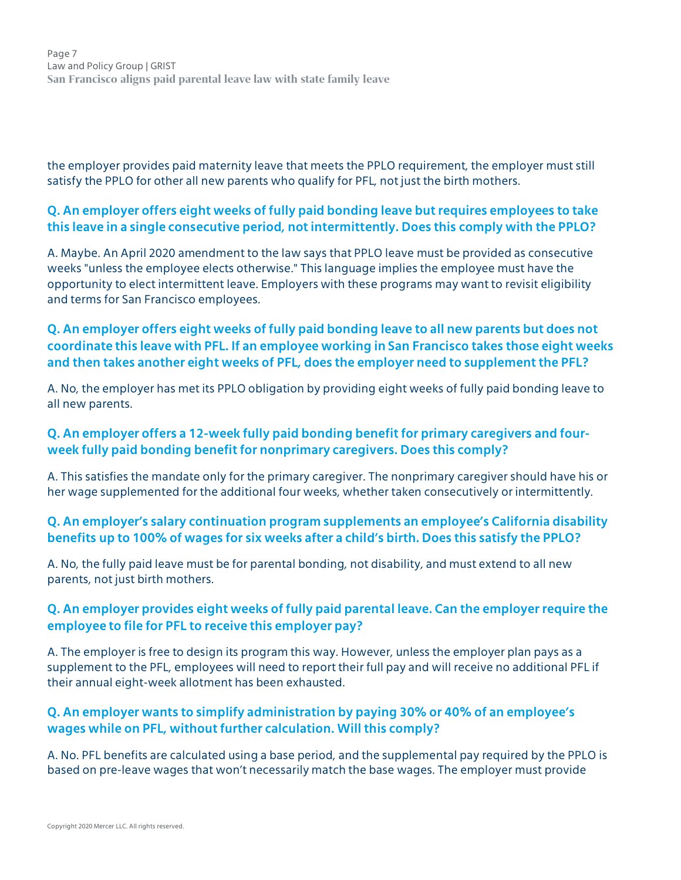the employer provides paid maternity leave that meets the PPLO requirement, the employer must still satisfy the PPLO for other all new parents who qualify for PFL, not just the birth mothers.

**Q. An employer offers eight weeks of fully paid bonding leave but requires employees to take this leave in a single consecutive period, not intermittently. Does this comply with the PPLO?**

A. Maybe. An April 2020 amendment to the law says that PPLO leave must be provided as consecutive weeks "unless the employee elects otherwise." This language implies the employee must have the opportunity to elect intermittent leave. Employers with these programs may want to revisit eligibility and terms for San Francisco employees.

**Q. An employer offers eight weeks of fully paid bonding leave to all new parents but does not coordinate this leave with PFL. If an employee working in San Francisco takes those eight weeks and then takes another eight weeks of PFL, does the employer need to supplement the PFL?**

A. No, the employer has met its PPLO obligation by providing eight weeks of fully paid bonding leave to all new parents.

**Q. An employer offers a 12-week fully paid bonding benefit for primary caregivers and four-week fully paid bonding benefit for nonprimary caregivers. Does this comply?**

A. This satisfies the mandate only for the primary caregiver. The nonprimary caregiver should have his or her wage supplemented for the additional four weeks, whether taken consecutively or intermittently.

**Q. An employer's salary continuation program supplements an employee's California disability benefits up to 100% of wages for six weeks after a child's birth. Does this satisfy the PPLO?**

A. No, the fully paid leave must be for parental bonding, not disability, and must extend to all new parents, not just birth mothers.

**Q. An employer provides eight weeks of fully paid parental leave. Can the employer require the employee to file for PFL to receive this employer pay?**

A. The employer is free to design its program this way. However, unless the employer plan pays as a supplement to the PFL, employees will need to report their full pay and will receive no additional PFL if their annual eight-week allotment has been exhausted.

**Q. An employer wants to simplify administration by paying 30% or 40% of an employee's wages while on PFL, without further calculation. Will this comply?**

A. No. PFL benefits are calculated using a base period, and the supplemental pay required by the PPLO is based on pre-leave wages that won't necessarily match the base wages. The employer must provide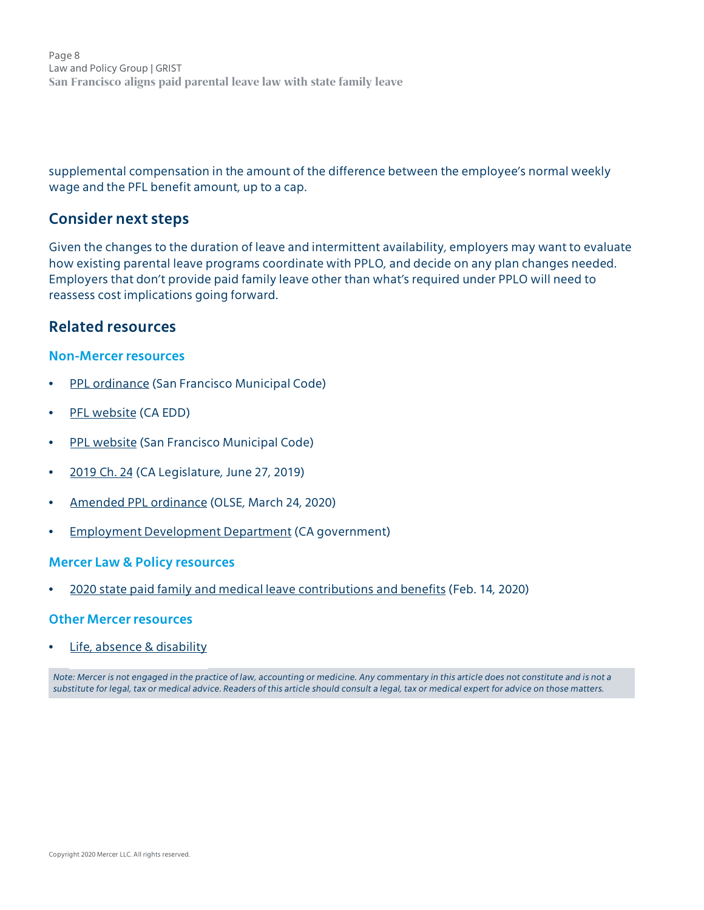supplemental compensation in the amount of the difference between the employee's normal weekly wage and the PFL benefit amount, up to a cap.

## Consider next steps

Given the changes to the duration of leave and intermittent availability, employers may want to evaluate how existing parental leave programs coordinate with PPLO, and decide on any plan changes needed. Employers that don't provide paid family leave other than what's required under PPLO will need to reassess cost implications going forward.

## Related resources

### Non-Mercer resources

- PPL ordinance (San Francisco Municipal Code)
- PFL website (CA EDD)
- PPL website (San Francisco Municipal Code)
- 2019 Ch. 24 (CA Legislature, June 27, 2019)
- Amended PPL ordinance (OLSE, March 24, 2020)
- Employment Development Department (CA government)

### Mercer Law & Policy resources

- 2020 state paid family and medical leave contributions and benefits (Feb. 14, 2020)

### Other Mercer resources

- Life, absence & disability

*Note: Mercer is not engaged in the practice of law, accounting or medicine. Any commentary in this article does not constitute and is not a substitute for legal, tax or medical advice. Readers of this article should consult a legal, tax or medical expert for advice on those matters.*

Copyright 2020 Mercer LLC. All rights reserved.